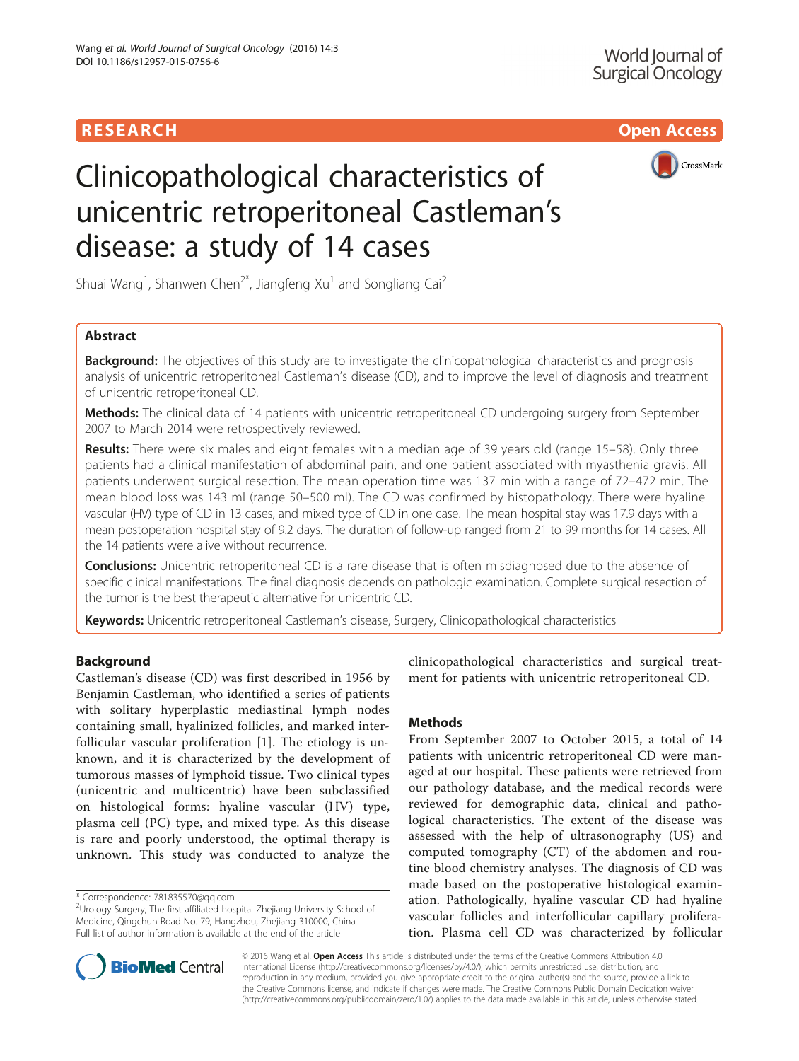RESEARCH Open Access

# Clinicopathological characteristics of unicentric retroperitoneal Castleman's disease: a study of 14 cases

Shuai Wang[1], Shanwen Chen[2*], Jiangfeng Xu[1] and Songliang Cai[2]

## Abstract

**Background:** The objectives of this study are to investigate the clinicopathological characteristics and prognosis analysis of unicentric retroperitoneal Castleman's disease (CD), and to improve the level of diagnosis and treatment of unicentric retroperitoneal CD.

**Methods:** The clinical data of 14 patients with unicentric retroperitoneal CD undergoing surgery from September 2007 to March 2014 were retrospectively reviewed.

**Results:** There were six males and eight females with a median age of 39 years old (range 15–58). Only three patients had a clinical manifestation of abdominal pain, and one patient associated with myasthenia gravis. All patients underwent surgical resection. The mean operation time was 137 min with a range of 72–472 min. The mean blood loss was 143 ml (range 50–500 ml). The CD was confirmed by histopathology. There were hyaline vascular (HV) type of CD in 13 cases, and mixed type of CD in one case. The mean hospital stay was 17.9 days with a mean postoperation hospital stay of 9.2 days. The duration of follow-up ranged from 21 to 99 months for 14 cases. All the 14 patients were alive without recurrence.

**Conclusions:** Unicentric retroperitoneal CD is a rare disease that is often misdiagnosed due to the absence of specific clinical manifestations. The final diagnosis depends on pathologic examination. Complete surgical resection of the tumor is the best therapeutic alternative for unicentric CD.

**Keywords:** Unicentric retroperitoneal Castleman's disease, Surgery, Clinicopathological characteristics

## Background

Castleman's disease (CD) was first described in 1956 by Benjamin Castleman, who identified a series of patients with solitary hyperplastic mediastinal lymph nodes containing small, hyalinized follicles, and marked interfollicular vascular proliferation [1]. The etiology is unknown, and it is characterized by the development of tumorous masses of lymphoid tissue. Two clinical types (unicentric and multicentric) have been subclassified on histological forms: hyaline vascular (HV) type, plasma cell (PC) type, and mixed type. As this disease is rare and poorly understood, the optimal therapy is unknown. This study was conducted to analyze the clinicopathological characteristics and surgical treatment for patients with unicentric retroperitoneal CD.

## Methods

From September 2007 to October 2015, a total of 14 patients with unicentric retroperitoneal CD were managed at our hospital. These patients were retrieved from our pathology database, and the medical records were reviewed for demographic data, clinical and pathological characteristics. The extent of the disease was assessed with the help of ultrasonography (US) and computed tomography (CT) of the abdomen and routine blood chemistry analyses. The diagnosis of CD was made based on the postoperative histological examination. Pathologically, hyaline vascular CD had hyaline vascular follicles and interfollicular capillary proliferation. Plasma cell CD was characterized by follicular

\* Correspondence: 781835570@qq.com
[2]Urology Surgery, The first affiliated hospital Zhejiang University School of Medicine, Qingchun Road No. 79, Hangzhou, Zhejiang 310000, China
Full list of author information is available at the end of the article

© 2016 Wang et al. **Open Access** This article is distributed under the terms of the Creative Commons Attribution 4.0 International License (http://creativecommons.org/licenses/by/4.0/), which permits unrestricted use, distribution, and reproduction in any medium, provided you give appropriate credit to the original author(s) and the source, provide a link to the Creative Commons license, and indicate if changes were made. The Creative Commons Public Domain Dedication waiver (http://creativecommons.org/publicdomain/zero/1.0/) applies to the data made available in this article, unless otherwise stated.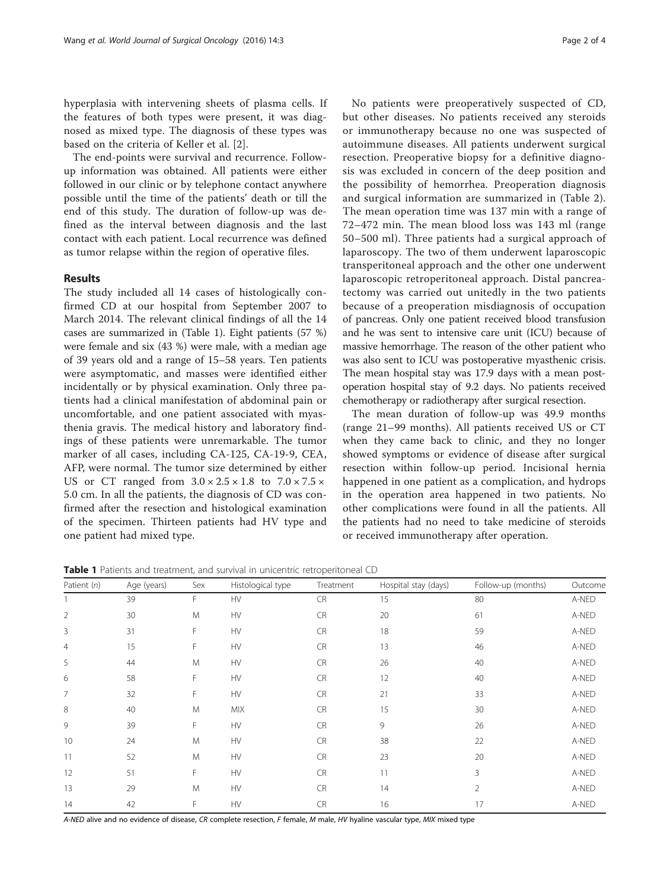hyperplasia with intervening sheets of plasma cells. If the features of both types were present, it was diagnosed as mixed type. The diagnosis of these types was based on the criteria of Keller et al. [2].

The end-points were survival and recurrence. Follow-up information was obtained. All patients were either followed in our clinic or by telephone contact anywhere possible until the time of the patients' death or till the end of this study. The duration of follow-up was defined as the interval between diagnosis and the last contact with each patient. Local recurrence was defined as tumor relapse within the region of operative files.

## Results

The study included all 14 cases of histologically confirmed CD at our hospital from September 2007 to March 2014. The relevant clinical findings of all the 14 cases are summarized in (Table 1). Eight patients (57 %) were female and six (43 %) were male, with a median age of 39 years old and a range of 15–58 years. Ten patients were asymptomatic, and masses were identified either incidentally or by physical examination. Only three patients had a clinical manifestation of abdominal pain or uncomfortable, and one patient associated with myasthenia gravis. The medical history and laboratory findings of these patients were unremarkable. The tumor marker of all cases, including CA-125, CA-19-9, CEA, AFP, were normal. The tumor size determined by either US or CT ranged from $3.0 \times 2.5 \times 1.8$ to $7.0 \times 7.5 \times 5.0$ cm. In all the patients, the diagnosis of CD was confirmed after the resection and histological examination of the specimen. Thirteen patients had HV type and one patient had mixed type.

No patients were preoperatively suspected of CD, but other diseases. No patients received any steroids or immunotherapy because no one was suspected of autoimmune diseases. All patients underwent surgical resection. Preoperative biopsy for a definitive diagnosis was excluded in concern of the deep position and the possibility of hemorrhea. Preoperation diagnosis and surgical information are summarized in (Table 2). The mean operation time was 137 min with a range of 72–472 min. The mean blood loss was 143 ml (range 50–500 ml). Three patients had a surgical approach of laparoscopy. The two of them underwent laparoscopic transperitoneal approach and the other one underwent laparoscopic retroperitoneal approach. Distal pancreatectomy was carried out unitedly in the two patients because of a preoperation misdiagnosis of occupation of pancreas. Only one patient received blood transfusion and he was sent to intensive care unit (ICU) because of massive hemorrhage. The reason of the other patient who was also sent to ICU was postoperative myasthenic crisis. The mean hospital stay was 17.9 days with a mean post-operation hospital stay of 9.2 days. No patients received chemotherapy or radiotherapy after surgical resection.

The mean duration of follow-up was 49.9 months (range 21–99 months). All patients received US or CT when they came back to clinic, and they no longer showed symptoms or evidence of disease after surgical resection within follow-up period. Incisional hernia happened in one patient as a complication, and hydrops in the operation area happened in two patients. No other complications were found in all the patients. All the patients had no need to take medicine of steroids or received immunotherapy after operation.

**Table 1** Patients and treatment, and survival in unicentric retroperitoneal CD

| Patient (*n*) | Age (years) | Sex | Histological type | Treatment | Hospital stay (days) | Follow-up (months) | Outcome |
|---|---|---|---|---|---|---|---|
| 1 | 39 | F | HV | CR | 15 | 80 | A-NED |
| 2 | 30 | M | HV | CR | 20 | 61 | A-NED |
| 3 | 31 | F | HV | CR | 18 | 59 | A-NED |
| 4 | 15 | F | HV | CR | 13 | 46 | A-NED |
| 5 | 44 | M | HV | CR | 26 | 40 | A-NED |
| 6 | 58 | F | HV | CR | 12 | 40 | A-NED |
| 7 | 32 | F | HV | CR | 21 | 33 | A-NED |
| 8 | 40 | M | MIX | CR | 15 | 30 | A-NED |
| 9 | 39 | F | HV | CR | 9 | 26 | A-NED |
| 10 | 24 | M | HV | CR | 38 | 22 | A-NED |
| 11 | 52 | M | HV | CR | 23 | 20 | A-NED |
| 12 | 51 | F | HV | CR | 11 | 3 | A-NED |
| 13 | 29 | M | HV | CR | 14 | 2 | A-NED |
| 14 | 42 | F | HV | CR | 16 | 17 | A-NED |

*A-NED* alive and no evidence of disease, *CR* complete resection, *F* female, *M* male, *HV* hyaline vascular type, *MIX* mixed type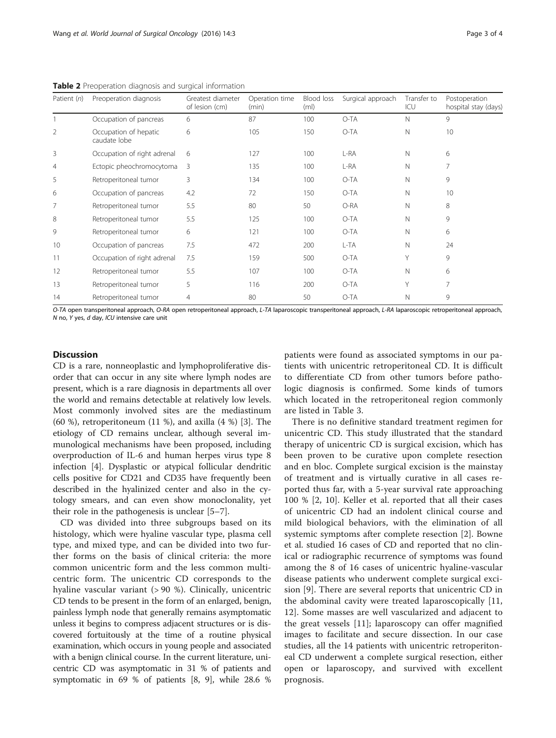**Table 2** Preoperation diagnosis and surgical information

| Patient (n) | Preoperation diagnosis | Greatest diameter of lesion (cm) | Operation time (min) | Blood loss (ml) | Surgical approach | Transfer to ICU | Postoperation hospital stay (days) |
|---|---|---|---|---|---|---|---|
| 1 | Occupation of pancreas | 6 | 87 | 100 | O-TA | N | 9 |
| 2 | Occupation of hepatic caudate lobe | 6 | 105 | 150 | O-TA | N | 10 |
| 3 | Occupation of right adrenal | 6 | 127 | 100 | L-RA | N | 6 |
| 4 | Ectopic pheochromocytoma | 3 | 135 | 100 | L-RA | N | 7 |
| 5 | Retroperitoneal tumor | 3 | 134 | 100 | O-TA | N | 9 |
| 6 | Occupation of pancreas | 4.2 | 72 | 150 | O-TA | N | 10 |
| 7 | Retroperitoneal tumor | 5.5 | 80 | 50 | O-RA | N | 8 |
| 8 | Retroperitoneal tumor | 5.5 | 125 | 100 | O-TA | N | 9 |
| 9 | Retroperitoneal tumor | 6 | 121 | 100 | O-TA | N | 6 |
| 10 | Occupation of pancreas | 7.5 | 472 | 200 | L-TA | N | 24 |
| 11 | Occupation of right adrenal | 7.5 | 159 | 500 | O-TA | Y | 9 |
| 12 | Retroperitoneal tumor | 5.5 | 107 | 100 | O-TA | N | 6 |
| 13 | Retroperitoneal tumor | 5 | 116 | 200 | O-TA | Y | 7 |
| 14 | Retroperitoneal tumor | 4 | 80 | 50 | O-TA | N | 9 |

*O-TA* open transperitoneal approach, *O-RA* open retroperitoneal approach, *L-TA* laparoscopic transperitoneal approach, *L-RA* laparoscopic retroperitoneal approach, *N* no, *Y* yes, *d* day, *ICU* intensive care unit

## Discussion

CD is a rare, nonneoplastic and lymphoproliferative disorder that can occur in any site where lymph nodes are present, which is a rare diagnosis in departments all over the world and remains detectable at relatively low levels. Most commonly involved sites are the mediastinum (60 %), retroperitoneum (11 %), and axilla (4 %) [3]. The etiology of CD remains unclear, although several immunological mechanisms have been proposed, including overproduction of IL-6 and human herpes virus type 8 infection [4]. Dysplastic or atypical follicular dendritic cells positive for CD21 and CD35 have frequently been described in the hyalinized center and also in the cytology smears, and can even show monoclonality, yet their role in the pathogenesis is unclear [5–7].

CD was divided into three subgroups based on its histology, which were hyaline vascular type, plasma cell type, and mixed type, and can be divided into two further forms on the basis of clinical criteria: the more common unicentric form and the less common multicentric form. The unicentric CD corresponds to the hyaline vascular variant (> 90 %). Clinically, unicentric CD tends to be present in the form of an enlarged, benign, painless lymph node that generally remains asymptomatic unless it begins to compress adjacent structures or is discovered fortuitously at the time of a routine physical examination, which occurs in young people and associated with a benign clinical course. In the current literature, unicentric CD was asymptomatic in 31 % of patients and symptomatic in 69 % of patients [8, 9], while 28.6 % patients were found as associated symptoms in our patients with unicentric retroperitoneal CD. It is difficult to differentiate CD from other tumors before pathologic diagnosis is confirmed. Some kinds of tumors which located in the retroperitoneal region commonly are listed in Table 3.

There is no definitive standard treatment regimen for unicentric CD. This study illustrated that the standard therapy of unicentric CD is surgical excision, which has been proven to be curative upon complete resection and en bloc. Complete surgical excision is the mainstay of treatment and is virtually curative in all cases reported thus far, with a 5-year survival rate approaching 100 % [2, 10]. Keller et al. reported that all their cases of unicentric CD had an indolent clinical course and mild biological behaviors, with the elimination of all systemic symptoms after complete resection [2]. Bowne et al. studied 16 cases of CD and reported that no clinical or radiographic recurrence of symptoms was found among the 8 of 16 cases of unicentric hyaline-vascular disease patients who underwent complete surgical excision [9]. There are several reports that unicentric CD in the abdominal cavity were treated laparoscopically [11, 12]. Some masses are well vascularized and adjacent to the great vessels [11]; laparoscopy can offer magnified images to facilitate and secure dissection. In our case studies, all the 14 patients with unicentric retroperitoneal CD underwent a complete surgical resection, either open or laparoscopy, and survived with excellent prognosis.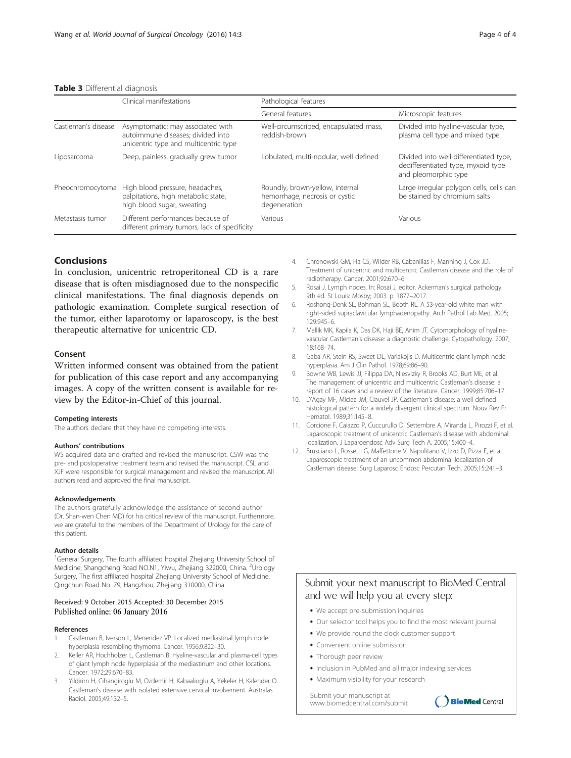**Table 3** Differential diagnosis

| | Clinical manifestations | Pathological features | |
|---|---|---|---|
| | | General features | Microscopic features |
| Castleman's disease | Asymptomatic; may associated with autoimmune diseases; divided into unicentric type and multicentric type | Well-circumscribed, encapsulated mass, reddish-brown | Divided into hyaline-vascular type, plasma cell type and mixed type |
| Liposarcoma | Deep, painless, gradually grew tumor | Lobulated, multi-nodular, well defined | Divided into well-differentiated type, dedifferentiated type, myxoid type and pleomorphic type |
| Pheochromocytoma | High blood pressure, headaches, palpitations, high metabolic state, high blood sugar, sweating | Roundly, brown-yellow, internal hemorrhage, necrosis or cystic degeneration | Large irregular polygon cells, cells can be stained by chromium salts |
| Metastasis tumor | Different performances because of different primary tumors, lack of specificity | Various | Various |

## Conclusions

In conclusion, unicentric retroperitoneal CD is a rare disease that is often misdiagnosed due to the nonspecific clinical manifestations. The final diagnosis depends on pathologic examination. Complete surgical resection of the tumor, either laparotomy or laparoscopy, is the best therapeutic alternative for unicentric CD.

## Consent

Written informed consent was obtained from the patient for publication of this case report and any accompanying images. A copy of the written consent is available for review by the Editor-in-Chief of this journal.

#### Competing interests

The authors declare that they have no competing interests.

#### Authors' contributions

WS acquired data and drafted and revised the manuscript. CSW was the pre- and postoperative treatment team and revised the manuscript. CSL and XJF were responsible for surgical management and revised the manuscript. All authors read and approved the final manuscript.

#### Acknowledgements

The authors gratefully acknowledge the assistance of second author (Dr. Shan-wen Chen MD) for his critical review of this manuscript. Furthermore, we are grateful to the members of the Department of Urology for the care of this patient.

#### Author details

[1]General Surgery, The fourth affiliated hospital Zhejiang University School of Medicine, Shangcheng Road NO.N1, Yiwu, Zhejiang 322000, China. [2]Urology Surgery, The first affiliated hospital Zhejiang University School of Medicine, Qingchun Road No. 79, Hangzhou, Zhejiang 310000, China.

Received: 9 October 2015 Accepted: 30 December 2015
Published online: 06 January 2016

#### References

1. Castleman B, Iverson L, Menendez VP. Localized mediastinal lymph node hyperplasia resembling thymoma. Cancer. 1956;9:822–30.
2. Keller AR, Hochholzer L, Castleman B. Hyaline-vascular and plasma-cell types of giant lymph node hyperplasia of the mediastinum and other locations. Cancer. 1972;29:670–83.
3. Yildirim H, Cihangiroglu M, Ozdemir H, Kabaalioglu A, Yekeler H, Kalender O. Castleman's disease with isolated extensive cervical involvement. Australas Radiol. 2005;49:132–5.
4. Chronowski GM, Ha CS, Wilder RB, Cabanillas F, Manning J, Cox JD. Treatment of unicentric and multicentric Castleman disease and the role of radiotherapy. Cancer. 2001;92:670–6.
5. Rosai J. Lymph nodes. In: Rosai J, editor. Ackerman's surgical pathology. 9th ed. St Louis: Mosby; 2003. p. 1877–2017.
6. Roshong-Denk SL, Bohman SL, Booth RL. A 53-year-old white man with right-sided supraclavicular lymphadenopathy. Arch Pathol Lab Med. 2005; 129:945–6.
7. Mallik MK, Kapila K, Das DK, Haji BE, Anim JT. Cytomorphology of hyaline-vascular Castleman's disease: a diagnostic challenge. Cytopathology. 2007; 18:168–74.
8. Gaba AR, Stein RS, Sweet DL, Variakojis D. Multicentric giant lymph node hyperplasia. Am J Clin Pathol. 1978;69:86–90.
9. Bowne WB, Lewis JJ, Filippa DA, Niesvizky R, Brooks AD, Burt ME, et al. The management of unicentric and multicentric Castleman's disease: a report of 16 cases and a review of the literature. Cancer. 1999;85:706–17.
10. D'Agay MF, Miclea JM, Clauvel JP. Castleman's disease: a well defined histological pattern for a widely divergent clinical spectrum. Nouv Rev Fr Hematol. 1989;31:145–8.
11. Corcione F, Caiazzo P, Cuccurullo D, Settembre A, Miranda L, Pirozzi F, et al. Laparoscopic treatment of unicentric Castleman's disease with abdominal localization. J Laparoendosc Adv Surg Tech A. 2005;15:400–4.
12. Brusciano L, Rossetti G, Maffettone V, Napolitano V, Izzo D, Pizza F, et al. Laparoscopic treatment of an uncommon abdominal localization of Castleman disease. Surg Laparosc Endosc Percutan Tech. 2005;15:241–3.